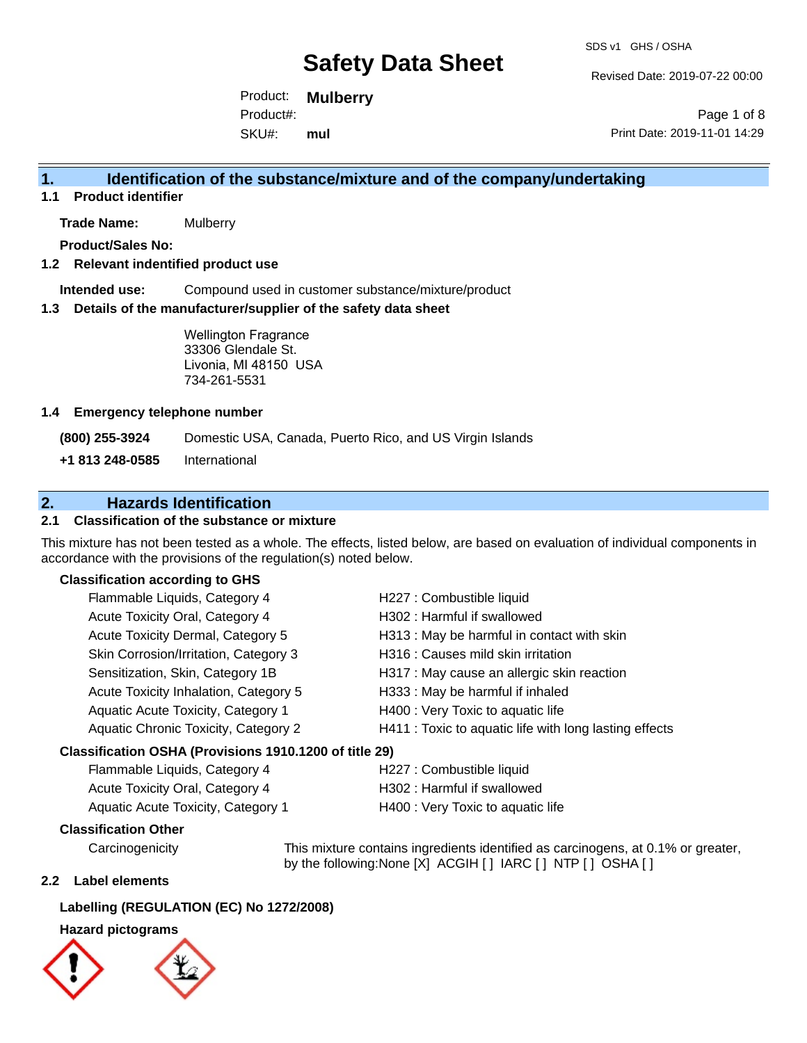# Safety Data Sheet

SDS v1 GHS / OSHA

Revised Date: 2019-07-22 00:00

Product: **Mulberry**

Product#:

SKU#: **mul**

Print Date: 2019-11-01 14:29

## 1. Identification of the substance/mixture and of the company/undertaking

### 1.1 Product identifier

**Trade Name:** Mulberry

**Product/Sales No:**

### 1.2 Relevant indentified product use

**Intended use:** Compound used in customer substance/mixture/product

### 1.3 Details of the manufacturer/supplier of the safety data sheet

Wellington Fragrance
33306 Glendale St.
Livonia, MI 48150 USA
734-261-5531

### 1.4 Emergency telephone number

**(800) 255-3924** Domestic USA, Canada, Puerto Rico, and US Virgin Islands

**+1 813 248-0585** International

## 2. Hazards Identification

### 2.1 Classification of the substance or mixture

This mixture has not been tested as a whole. The effects, listed below, are based on evaluation of individual components in accordance with the provisions of the regulation(s) noted below.

**Classification according to GHS**

| | |
|---|---|
| Flammable Liquids, Category 4 | H227 : Combustible liquid |
| Acute Toxicity Oral, Category 4 | H302 : Harmful if swallowed |
| Acute Toxicity Dermal, Category 5 | H313 : May be harmful in contact with skin |
| Skin Corrosion/Irritation, Category 3 | H316 : Causes mild skin irritation |
| Sensitization, Skin, Category 1B | H317 : May cause an allergic skin reaction |
| Acute Toxicity Inhalation, Category 5 | H333 : May be harmful if inhaled |
| Aquatic Acute Toxicity, Category 1 | H400 : Very Toxic to aquatic life |
| Aquatic Chronic Toxicity, Category 2 | H411 : Toxic to aquatic life with long lasting effects |

**Classification OSHA (Provisions 1910.1200 of title 29)**

| | |
|---|---|
| Flammable Liquids, Category 4 | H227 : Combustible liquid |
| Acute Toxicity Oral, Category 4 | H302 : Harmful if swallowed |
| Aquatic Acute Toxicity, Category 1 | H400 : Very Toxic to aquatic life |

**Classification Other**

Carcinogenicity: This mixture contains ingredients identified as carcinogens, at 0.1% or greater, by the following:None [X] ACGIH [ ] IARC [ ] NTP [ ] OSHA [ ]

### 2.2 Label elements

**Labelling (REGULATION (EC) No 1272/2008)**

**Hazard pictograms**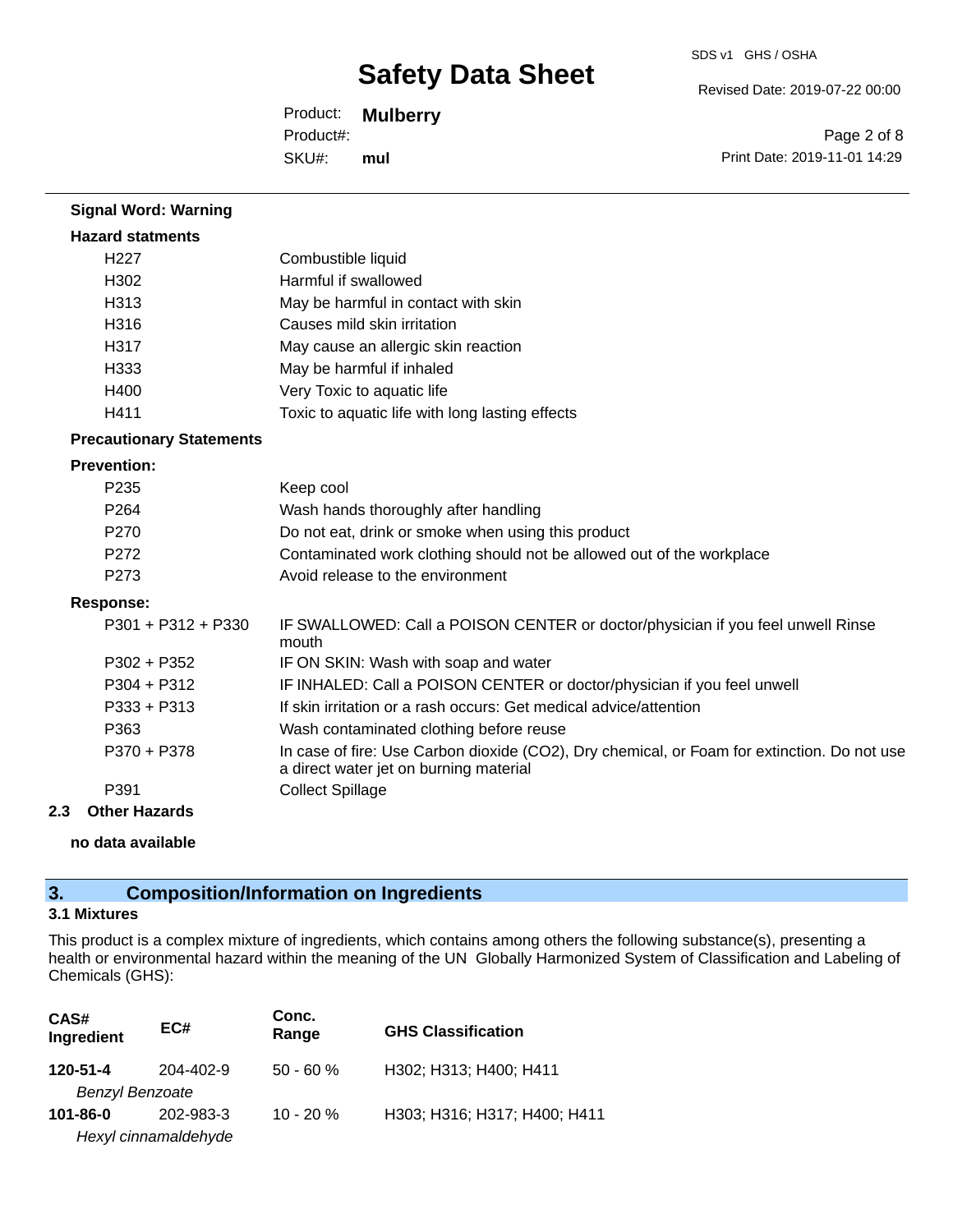**Signal Word: Warning**

**Hazard statments**

| | |
|---|---|
| H227 | Combustible liquid |
| H302 | Harmful if swallowed |
| H313 | May be harmful in contact with skin |
| H316 | Causes mild skin irritation |
| H317 | May cause an allergic skin reaction |
| H333 | May be harmful if inhaled |
| H400 | Very Toxic to aquatic life |
| H411 | Toxic to aquatic life with long lasting effects |

**Precautionary Statements**

**Prevention:**

| | |
|---|---|
| P235 | Keep cool |
| P264 | Wash hands thoroughly after handling |
| P270 | Do not eat, drink or smoke when using this product |
| P272 | Contaminated work clothing should not be allowed out of the workplace |
| P273 | Avoid release to the environment |

**Response:**

| | |
|---|---|
| P301 + P312 + P330 | IF SWALLOWED: Call a POISON CENTER or doctor/physician if you feel unwell Rinse mouth |
| P302 + P352 | IF ON SKIN: Wash with soap and water |
| P304 + P312 | IF INHALED: Call a POISON CENTER or doctor/physician if you feel unwell |
| P333 + P313 | If skin irritation or a rash occurs: Get medical advice/attention |
| P363 | Wash contaminated clothing before reuse |
| P370 + P378 | In case of fire: Use Carbon dioxide ($CO_2$), Dry chemical, or Foam for extinction. Do not use a direct water jet on burning material |
| P391 | Collect Spillage |

**2.3 Other Hazards**

**no data available**

## 3. Composition/Information on Ingredients

### 3.1 Mixtures

This product is a complex mixture of ingredients, which contains among others the following substance(s), presenting a health or environmental hazard within the meaning of the UN Globally Harmonized System of Classification and Labeling of Chemicals (GHS):

| CAS# Ingredient | EC# | Conc. Range | GHS Classification |
|---|---|---|---|
| **120-51-4** *Benzyl Benzoate* | 204-402-9 | 50 - 60 % | H302; H313; H400; H411 |
| **101-86-0** *Hexyl cinnamaldehyde* | 202-983-3 | 10 - 20 % | H303; H316; H317; H400; H411 |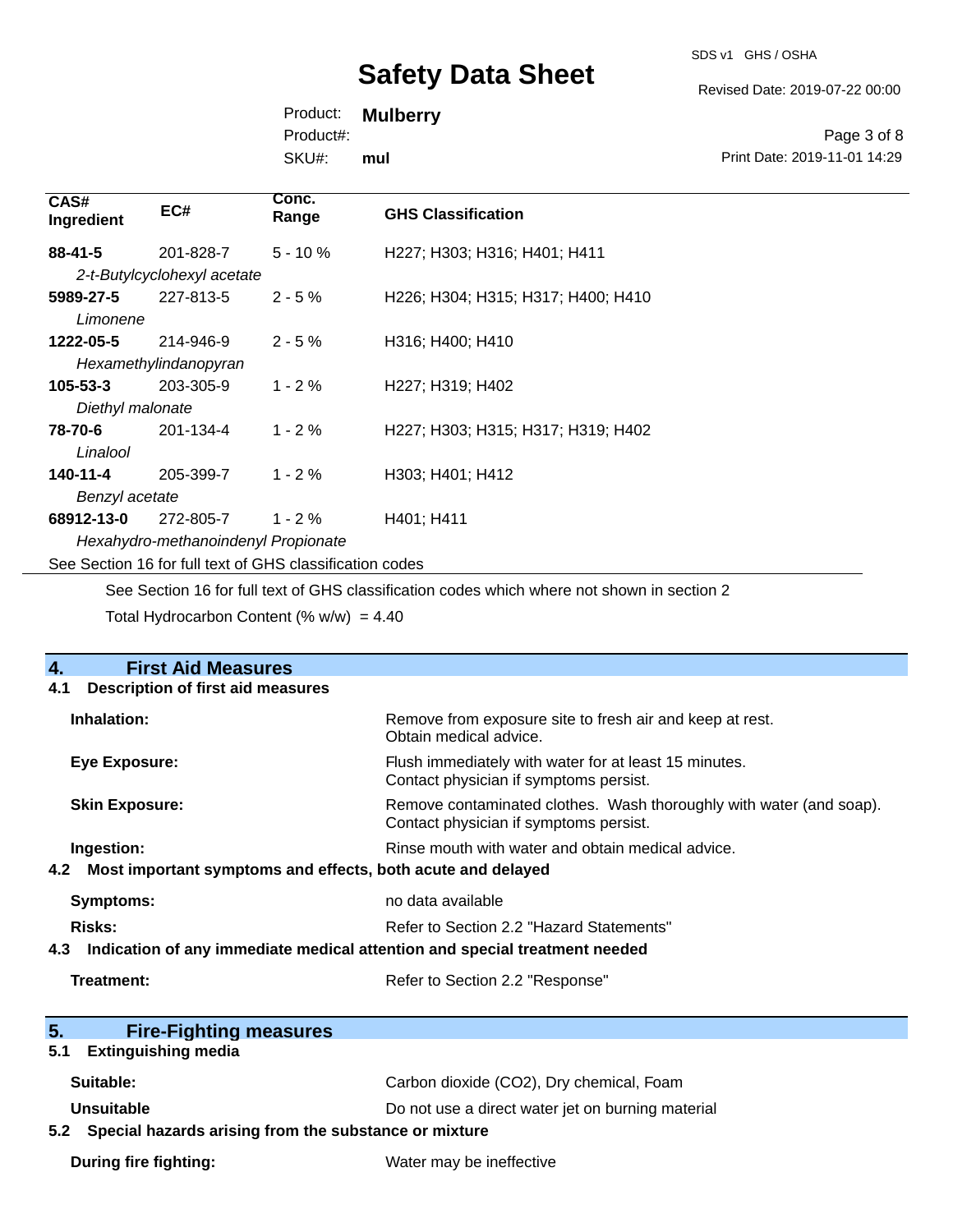| CAS# Ingredient | EC# | Conc. Range | GHS Classification |
|---|---|---|---|
| **88-41-5** | 201-828-7 | 5 - 10 % | H227; H303; H316; H401; H411 |
| *2-t-Butylcyclohexyl acetate* | | | |
| **5989-27-5** | 227-813-5 | 2 - 5 % | H226; H304; H315; H317; H400; H410 |
| *Limonene* | | | |
| **1222-05-5** | 214-946-9 | 2 - 5 % | H316; H400; H410 |
| *Hexamethylindanopyran* | | | |
| **105-53-3** | 203-305-9 | 1 - 2 % | H227; H319; H402 |
| *Diethyl malonate* | | | |
| **78-70-6** | 201-134-4 | 1 - 2 % | H227; H303; H315; H317; H319; H402 |
| *Linalool* | | | |
| **140-11-4** | 205-399-7 | 1 - 2 % | H303; H401; H412 |
| *Benzyl acetate* | | | |
| **68912-13-0** | 272-805-7 | 1 - 2 % | H401; H411 |
| *Hexahydro-methanoindenyl Propionate* | | | |

See Section 16 for full text of GHS classification codes

See Section 16 for full text of GHS classification codes which where not shown in section 2

Total Hydrocarbon Content (% w/w) = 4.40

## 4. First Aid Measures

### 4.1 Description of first aid measures

**Inhalation:** Remove from exposure site to fresh air and keep at rest. Obtain medical advice.

**Eye Exposure:** Flush immediately with water for at least 15 minutes. Contact physician if symptoms persist.

**Skin Exposure:** Remove contaminated clothes. Wash thoroughly with water (and soap). Contact physician if symptoms persist.

**Ingestion:** Rinse mouth with water and obtain medical advice.

### 4.2 Most important symptoms and effects, both acute and delayed

**Symptoms:** no data available

**Risks:** Refer to Section 2.2 "Hazard Statements"

### 4.3 Indication of any immediate medical attention and special treatment needed

**Treatment:** Refer to Section 2.2 "Response"

## 5. Fire-Fighting measures

### 5.1 Extinguishing media

**Suitable:** Carbon dioxide ($CO_2$), Dry chemical, Foam

**Unsuitable** Do not use a direct water jet on burning material

### 5.2 Special hazards arising from the substance or mixture

**During fire fighting:** Water may be ineffective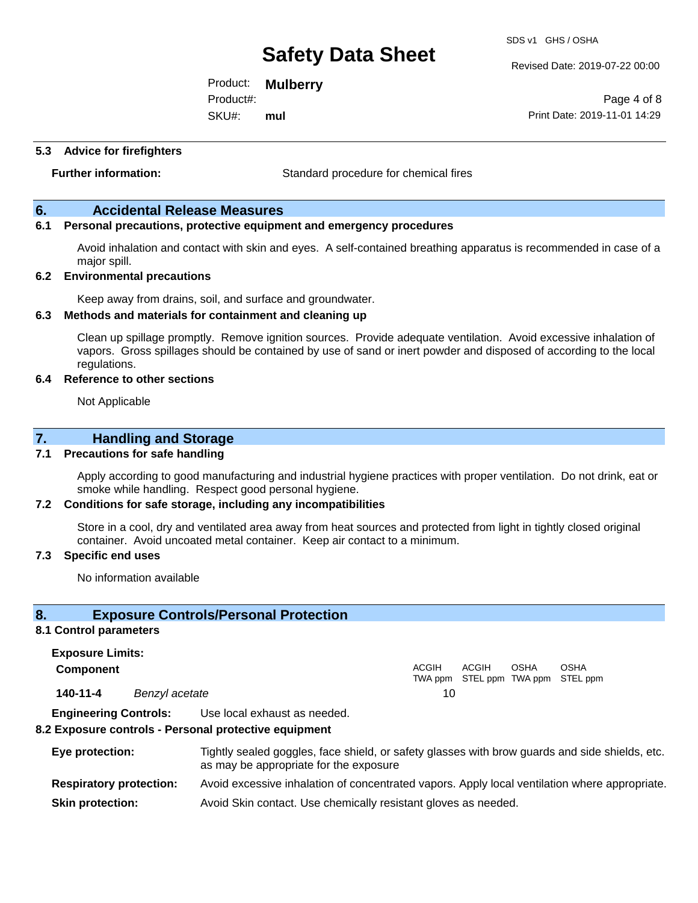### 5.3 Advice for firefighters

**Further information:** Standard procedure for chemical fires

## 6. Accidental Release Measures

### 6.1 Personal precautions, protective equipment and emergency procedures

Avoid inhalation and contact with skin and eyes. A self-contained breathing apparatus is recommended in case of a major spill.

### 6.2 Environmental precautions

Keep away from drains, soil, and surface and groundwater.

### 6.3 Methods and materials for containment and cleaning up

Clean up spillage promptly. Remove ignition sources. Provide adequate ventilation. Avoid excessive inhalation of vapors. Gross spillages should be contained by use of sand or inert powder and disposed of according to the local regulations.

### 6.4 Reference to other sections

Not Applicable

## 7. Handling and Storage

### 7.1 Precautions for safe handling

Apply according to good manufacturing and industrial hygiene practices with proper ventilation. Do not drink, eat or smoke while handling. Respect good personal hygiene.

### 7.2 Conditions for safe storage, including any incompatibilities

Store in a cool, dry and ventilated area away from heat sources and protected from light in tightly closed original container. Avoid uncoated metal container. Keep air contact to a minimum.

### 7.3 Specific end uses

No information available

## 8. Exposure Controls/Personal Protection

### 8.1 Control parameters

**Exposure Limits:**

| Component | | ACGIH TWA ppm | ACGIH STEL ppm | OSHA TWA ppm | OSHA STEL ppm |
|---|---|---|---|---|---|
| **140-11-4** | *Benzyl acetate* | 10 | | | |

**Engineering Controls:** Use local exhaust as needed.

### 8.2 Exposure controls - Personal protective equipment

**Eye protection:** Tightly sealed goggles, face shield, or safety glasses with brow guards and side shields, etc. as may be appropriate for the exposure

**Respiratory protection:** Avoid excessive inhalation of concentrated vapors. Apply local ventilation where appropriate.

**Skin protection:** Avoid Skin contact. Use chemically resistant gloves as needed.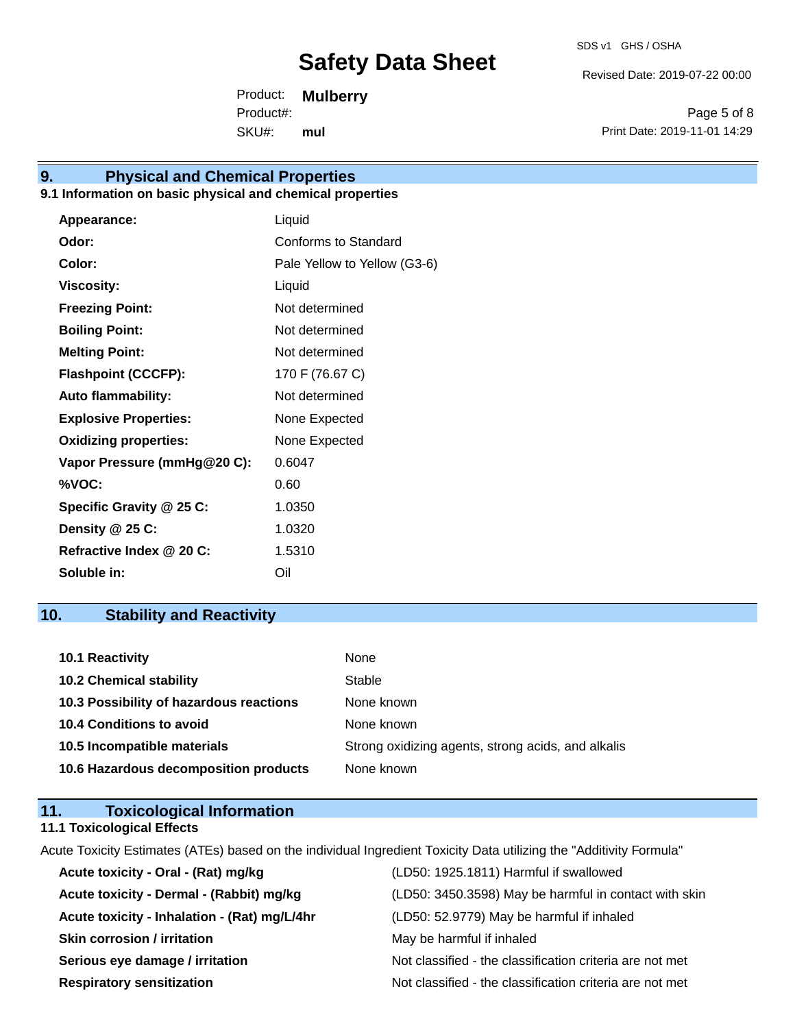## 9. Physical and Chemical Properties

### 9.1 Information on basic physical and chemical properties

| Property | Value |
|---|---|
| **Appearance:** | Liquid |
| **Odor:** | Conforms to Standard |
| **Color:** | Pale Yellow to Yellow (G3-6) |
| **Viscosity:** | Liquid |
| **Freezing Point:** | Not determined |
| **Boiling Point:** | Not determined |
| **Melting Point:** | Not determined |
| **Flashpoint (CCCFP):** | 170 F (76.67 C) |
| **Auto flammability:** | Not determined |
| **Explosive Properties:** | None Expected |
| **Oxidizing properties:** | None Expected |
| **Vapor Pressure (mmHg@20 C):** | 0.6047 |
| **%VOC:** | 0.60 |
| **Specific Gravity @ 25 C:** | 1.0350 |
| **Density @ 25 C:** | 1.0320 |
| **Refractive Index @ 20 C:** | 1.5310 |
| **Soluble in:** | Oil |

## 10. Stability and Reactivity

| Item | Value |
|---|---|
| **10.1 Reactivity** | None |
| **10.2 Chemical stability** | Stable |
| **10.3 Possibility of hazardous reactions** | None known |
| **10.4 Conditions to avoid** | None known |
| **10.5 Incompatible materials** | Strong oxidizing agents, strong acids, and alkalis |
| **10.6 Hazardous decomposition products** | None known |

## 11. Toxicological Information

### 11.1 Toxicological Effects

Acute Toxicity Estimates (ATEs) based on the individual Ingredient Toxicity Data utilizing the "Additivity Formula"

| Effect | Value |
|---|---|
| **Acute toxicity - Oral - (Rat) mg/kg** | (LD50: 1925.1811) Harmful if swallowed |
| **Acute toxicity - Dermal - (Rabbit) mg/kg** | (LD50: 3450.3598) May be harmful in contact with skin |
| **Acute toxicity - Inhalation - (Rat) mg/L/4hr** | (LD50: 52.9779) May be harmful if inhaled |
| **Skin corrosion / irritation** | May be harmful if inhaled |
| **Serious eye damage / irritation** | Not classified - the classification criteria are not met |
| **Respiratory sensitization** | Not classified - the classification criteria are not met |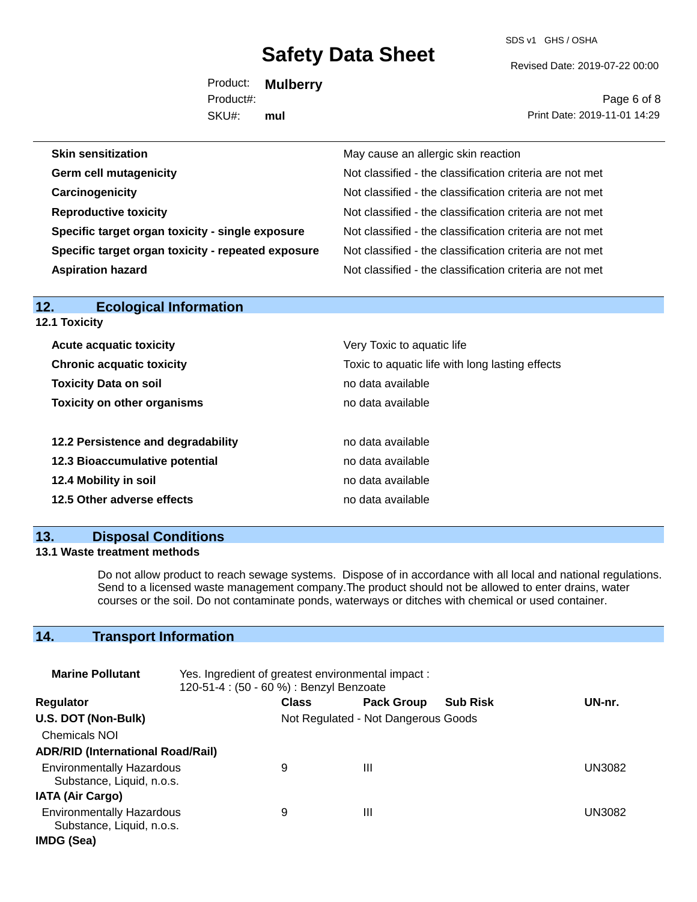| | |
|---|---|
| **Skin sensitization** | May cause an allergic skin reaction |
| **Germ cell mutagenicity** | Not classified - the classification criteria are not met |
| **Carcinogenicity** | Not classified - the classification criteria are not met |
| **Reproductive toxicity** | Not classified - the classification criteria are not met |
| **Specific target organ toxicity - single exposure** | Not classified - the classification criteria are not met |
| **Specific target organ toxicity - repeated exposure** | Not classified - the classification criteria are not met |
| **Aspiration hazard** | Not classified - the classification criteria are not met |

## 12. Ecological Information

### 12.1 Toxicity

| | |
|---|---|
| **Acute acquatic toxicity** | Very Toxic to aquatic life |
| **Chronic acquatic toxicity** | Toxic to aquatic life with long lasting effects |
| **Toxicity Data on soil** | no data available |
| **Toxicity on other organisms** | no data available |

| | |
|---|---|
| **12.2 Persistence and degradability** | no data available |
| **12.3 Bioaccumulative potential** | no data available |
| **12.4 Mobility in soil** | no data available |
| **12.5 Other adverse effects** | no data available |

## 13. Disposal Conditions

### 13.1 Waste treatment methods

Do not allow product to reach sewage systems. Dispose of in accordance with all local and national regulations. Send to a licensed waste management company.The product should not be allowed to enter drains, water courses or the soil. Do not contaminate ponds, waterways or ditches with chemical or used container.

## 14. Transport Information

**Marine Pollutant** Yes. Ingredient of greatest environmental impact : 120-51-4 : (50 - 60 %) : Benzyl Benzoate

| Regulator | Class | Pack Group | Sub Risk | UN-nr. |
|---|---|---|---|---|
| **U.S. DOT (Non-Bulk)** | Not Regulated - Not Dangerous Goods | | | |
| Chemicals NOI | | | | |
| **ADR/RID (International Road/Rail)** | | | | |
| Environmentally Hazardous Substance, Liquid, n.o.s. | 9 | III | | UN3082 |
| **IATA (Air Cargo)** | | | | |
| Environmentally Hazardous Substance, Liquid, n.o.s. | 9 | III | | UN3082 |
| **IMDG (Sea)** | | | | |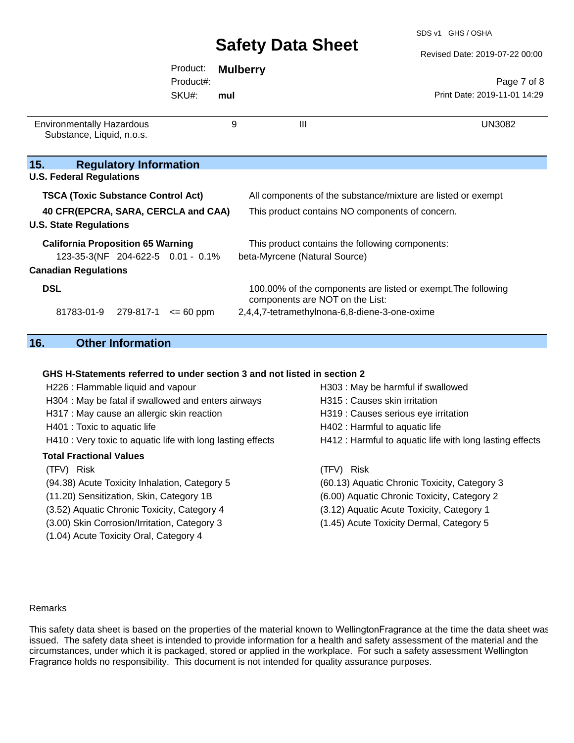| Environmentally Hazardous Substance, Liquid, n.o.s. | 9 | III | UN3082 |
|---|---|---|---|

## 15. Regulatory Information

**U.S. Federal Regulations**

**TSCA (Toxic Substance Control Act)** — All components of the substance/mixture are listed or exempt

**40 CFR(EPCRA, SARA, CERCLA and CAA)** — This product contains NO components of concern.

**U.S. State Regulations**

**California Proposition 65 Warning** — This product contains the following components:

| 123-35-3(NF | 204-622-5 | 0.01 - 0.1% | beta-Myrcene (Natural Source) |
|---|---|---|---|

**Canadian Regulations**

**DSL** — 100.00% of the components are listed or exempt.The following components are NOT on the List:

| 81783-01-9 | 279-817-1 | <= 60 ppm | 2,4,4,7-tetramethylnona-6,8-diene-3-one-oxime |
|---|---|---|---|

## 16. Other Information

**GHS H-Statements referred to under section 3 and not listed in section 2**

H226 : Flammable liquid and vapour
H303 : May be harmful if swallowed
H304 : May be fatal if swallowed and enters airways
H315 : Causes skin irritation
H317 : May cause an allergic skin reaction
H319 : Causes serious eye irritation
H401 : Toxic to aquatic life
H402 : Harmful to aquatic life
H410 : Very toxic to aquatic life with long lasting effects
H412 : Harmful to aquatic life with long lasting effects

**Total Fractional Values**

(TFV) Risk

(94.38) Acute Toxicity Inhalation, Category 5
(60.13) Aquatic Chronic Toxicity, Category 3
(11.20) Sensitization, Skin, Category 1B
(6.00) Aquatic Chronic Toxicity, Category 2
(3.52) Aquatic Chronic Toxicity, Category 4
(3.12) Aquatic Acute Toxicity, Category 1
(3.00) Skin Corrosion/Irritation, Category 3
(1.45) Acute Toxicity Dermal, Category 5
(1.04) Acute Toxicity Oral, Category 4

Remarks

This safety data sheet is based on the properties of the material known to WellingtonFragrance at the time the data sheet was issued. The safety data sheet is intended to provide information for a health and safety assessment of the material and the circumstances, under which it is packaged, stored or applied in the workplace. For such a safety assessment Wellington Fragrance holds no responsibility. This document is not intended for quality assurance purposes.